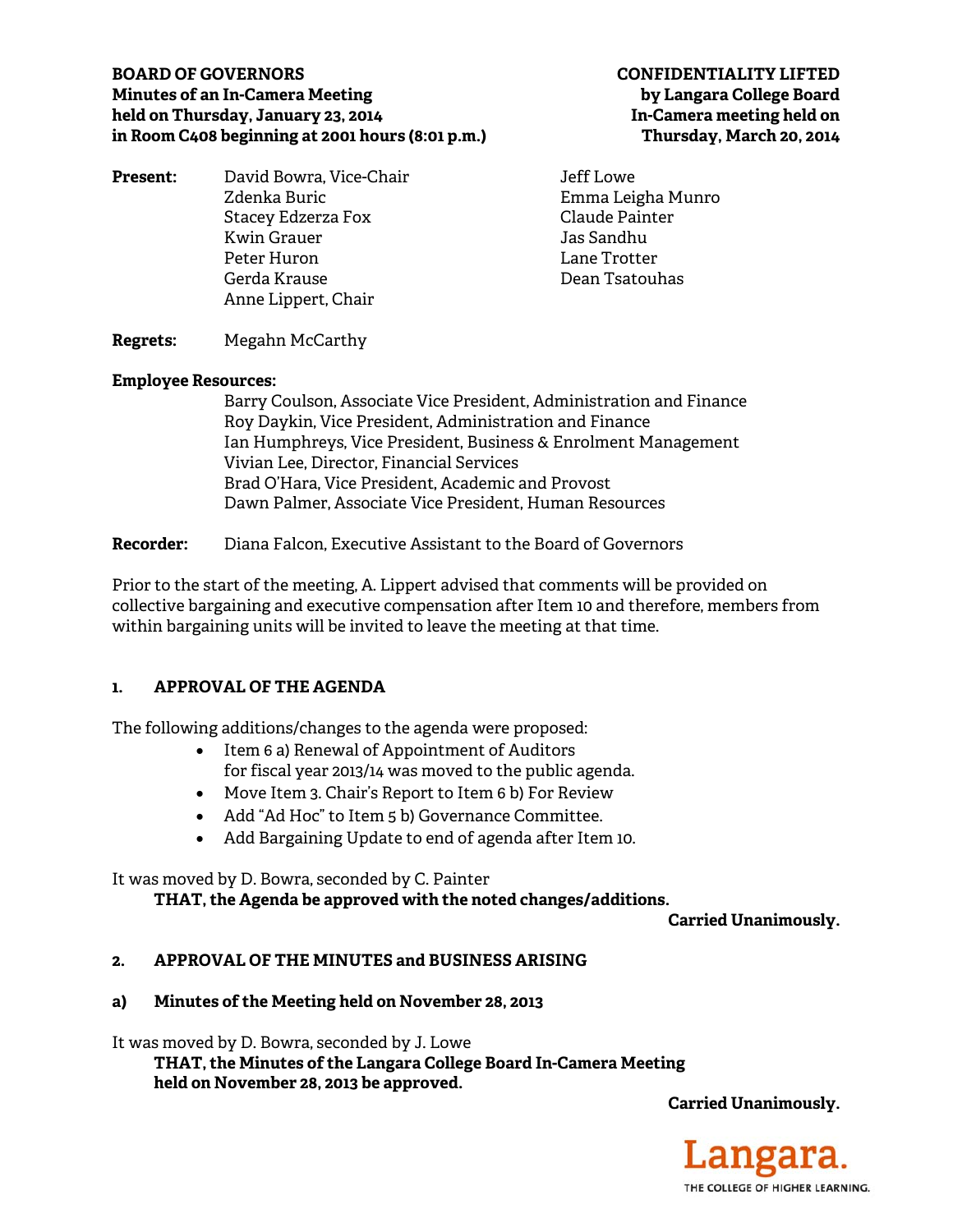**BOARD OF GOVERNORS**
**Minutes of an In-Camera Meeting**
**held on Thursday, January 23, 2014**
**in Room C408 beginning at 2001 hours (8:01 p.m.)**

**CONFIDENTIALITY LIFTED**
**by Langara College Board**
**In-Camera meeting held on**
**Thursday, March 20, 2014**

**Present:**
David Bowra, Vice-Chair
Zdenka Buric
Stacey Edzerza Fox
Kwin Grauer
Peter Huron
Gerda Krause
Anne Lippert, Chair
Jeff Lowe
Emma Leigha Munro
Claude Painter
Jas Sandhu
Lane Trotter
Dean Tsatouhas

**Regrets:** Megahn McCarthy

**Employee Resources:**
Barry Coulson, Associate Vice President, Administration and Finance
Roy Daykin, Vice President, Administration and Finance
Ian Humphreys, Vice President, Business & Enrolment Management
Vivian Lee, Director, Financial Services
Brad O'Hara, Vice President, Academic and Provost
Dawn Palmer, Associate Vice President, Human Resources

**Recorder:** Diana Falcon, Executive Assistant to the Board of Governors

Prior to the start of the meeting, A. Lippert advised that comments will be provided on collective bargaining and executive compensation after Item 10 and therefore, members from within bargaining units will be invited to leave the meeting at that time.

## 1. APPROVAL OF THE AGENDA

The following additions/changes to the agenda were proposed:

- Item 6 a) Renewal of Appointment of Auditors for fiscal year 2013/14 was moved to the public agenda.
- Move Item 3. Chair's Report to Item 6 b) For Review
- Add "Ad Hoc" to Item 5 b) Governance Committee.
- Add Bargaining Update to end of agenda after Item 10.

It was moved by D. Bowra, seconded by C. Painter

**THAT, the Agenda be approved with the noted changes/additions.**

**Carried Unanimously.**

## 2. APPROVAL OF THE MINUTES and BUSINESS ARISING

### a) Minutes of the Meeting held on November 28, 2013

It was moved by D. Bowra, seconded by J. Lowe

**THAT, the Minutes of the Langara College Board In-Camera Meeting held on November 28, 2013 be approved.**

**Carried Unanimously.**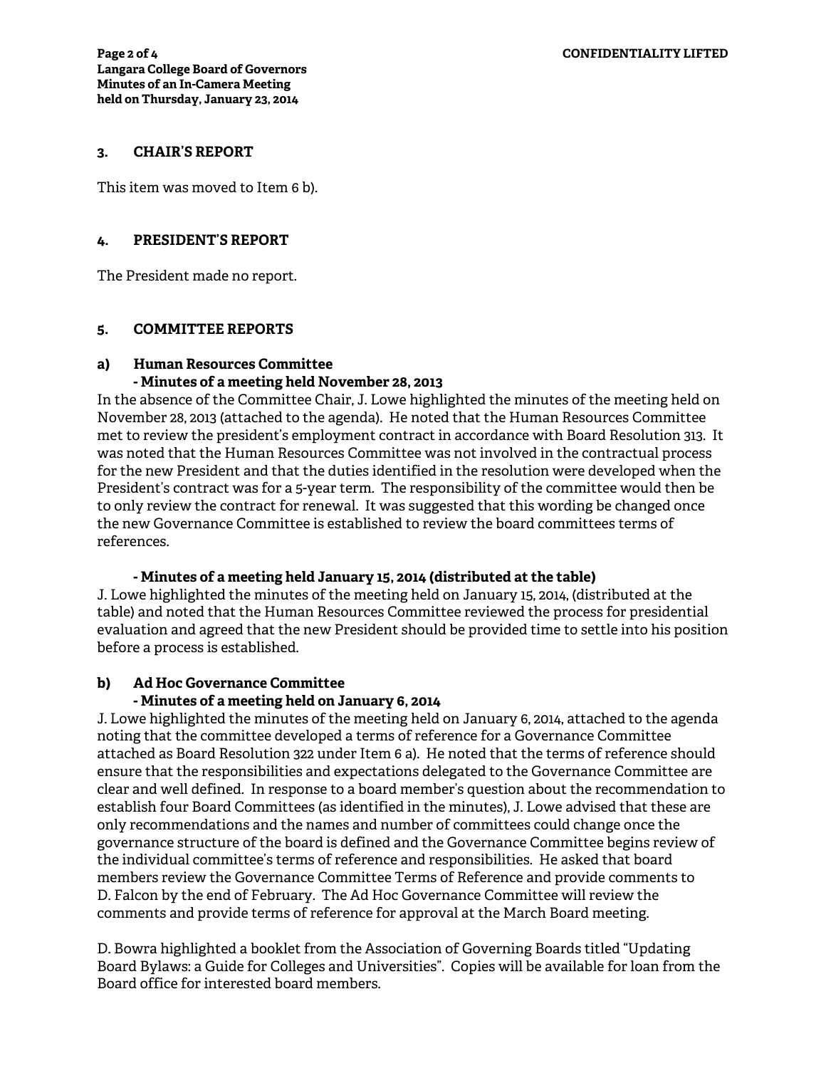## 3. CHAIR'S REPORT

This item was moved to Item 6 b).

## 4. PRESIDENT'S REPORT

The President made no report.

## 5. COMMITTEE REPORTS

### a) Human Resources Committee

**- Minutes of a meeting held November 28, 2013**

In the absence of the Committee Chair, J. Lowe highlighted the minutes of the meeting held on November 28, 2013 (attached to the agenda). He noted that the Human Resources Committee met to review the president's employment contract in accordance with Board Resolution 313. It was noted that the Human Resources Committee was not involved in the contractual process for the new President and that the duties identified in the resolution were developed when the President's contract was for a 5-year term. The responsibility of the committee would then be to only review the contract for renewal. It was suggested that this wording be changed once the new Governance Committee is established to review the board committees terms of references.

**- Minutes of a meeting held January 15, 2014 (distributed at the table)**

J. Lowe highlighted the minutes of the meeting held on January 15, 2014, (distributed at the table) and noted that the Human Resources Committee reviewed the process for presidential evaluation and agreed that the new President should be provided time to settle into his position before a process is established.

### b) Ad Hoc Governance Committee

**- Minutes of a meeting held on January 6, 2014**

J. Lowe highlighted the minutes of the meeting held on January 6, 2014, attached to the agenda noting that the committee developed a terms of reference for a Governance Committee attached as Board Resolution 322 under Item 6 a). He noted that the terms of reference should ensure that the responsibilities and expectations delegated to the Governance Committee are clear and well defined. In response to a board member's question about the recommendation to establish four Board Committees (as identified in the minutes), J. Lowe advised that these are only recommendations and the names and number of committees could change once the governance structure of the board is defined and the Governance Committee begins review of the individual committee's terms of reference and responsibilities. He asked that board members review the Governance Committee Terms of Reference and provide comments to D. Falcon by the end of February. The Ad Hoc Governance Committee will review the comments and provide terms of reference for approval at the March Board meeting.

D. Bowra highlighted a booklet from the Association of Governing Boards titled "Updating Board Bylaws: a Guide for Colleges and Universities". Copies will be available for loan from the Board office for interested board members.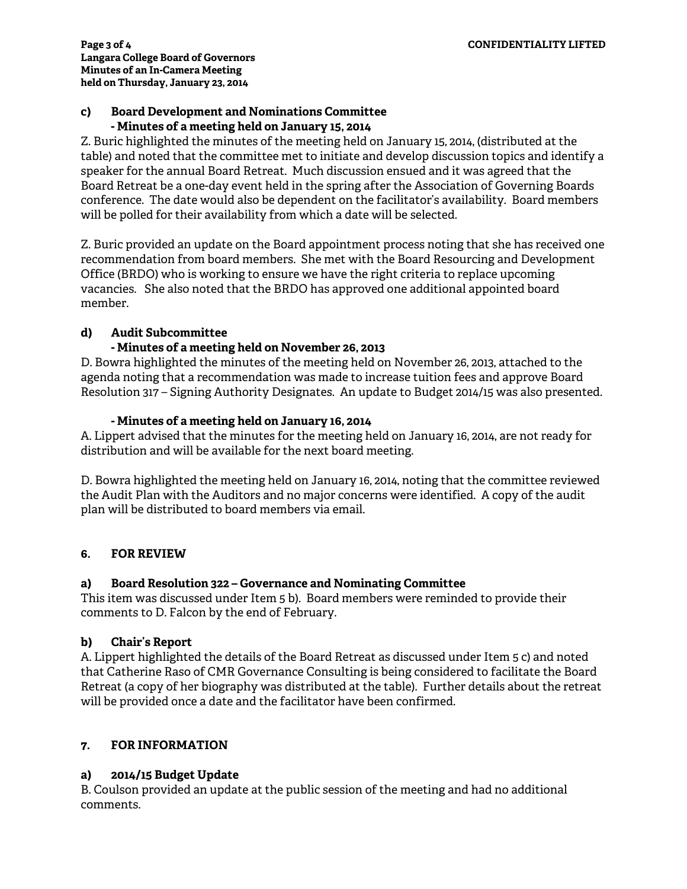**c) Board Development and Nominations Committee**
**- Minutes of a meeting held on January 15, 2014**

Z. Buric highlighted the minutes of the meeting held on January 15, 2014, (distributed at the table) and noted that the committee met to initiate and develop discussion topics and identify a speaker for the annual Board Retreat. Much discussion ensued and it was agreed that the Board Retreat be a one-day event held in the spring after the Association of Governing Boards conference. The date would also be dependent on the facilitator's availability. Board members will be polled for their availability from which a date will be selected.

Z. Buric provided an update on the Board appointment process noting that she has received one recommendation from board members. She met with the Board Resourcing and Development Office (BRDO) who is working to ensure we have the right criteria to replace upcoming vacancies. She also noted that the BRDO has approved one additional appointed board member.

**d) Audit Subcommittee**
**- Minutes of a meeting held on November 26, 2013**

D. Bowra highlighted the minutes of the meeting held on November 26, 2013, attached to the agenda noting that a recommendation was made to increase tuition fees and approve Board Resolution 317 – Signing Authority Designates. An update to Budget 2014/15 was also presented.

**- Minutes of a meeting held on January 16, 2014**

A. Lippert advised that the minutes for the meeting held on January 16, 2014, are not ready for distribution and will be available for the next board meeting.

D. Bowra highlighted the meeting held on January 16, 2014, noting that the committee reviewed the Audit Plan with the Auditors and no major concerns were identified. A copy of the audit plan will be distributed to board members via email.

## 6. FOR REVIEW

**a) Board Resolution 322 – Governance and Nominating Committee**

This item was discussed under Item 5 b). Board members were reminded to provide their comments to D. Falcon by the end of February.

**b) Chair's Report**

A. Lippert highlighted the details of the Board Retreat as discussed under Item 5 c) and noted that Catherine Raso of CMR Governance Consulting is being considered to facilitate the Board Retreat (a copy of her biography was distributed at the table). Further details about the retreat will be provided once a date and the facilitator have been confirmed.

## 7. FOR INFORMATION

**a) 2014/15 Budget Update**

B. Coulson provided an update at the public session of the meeting and had no additional comments.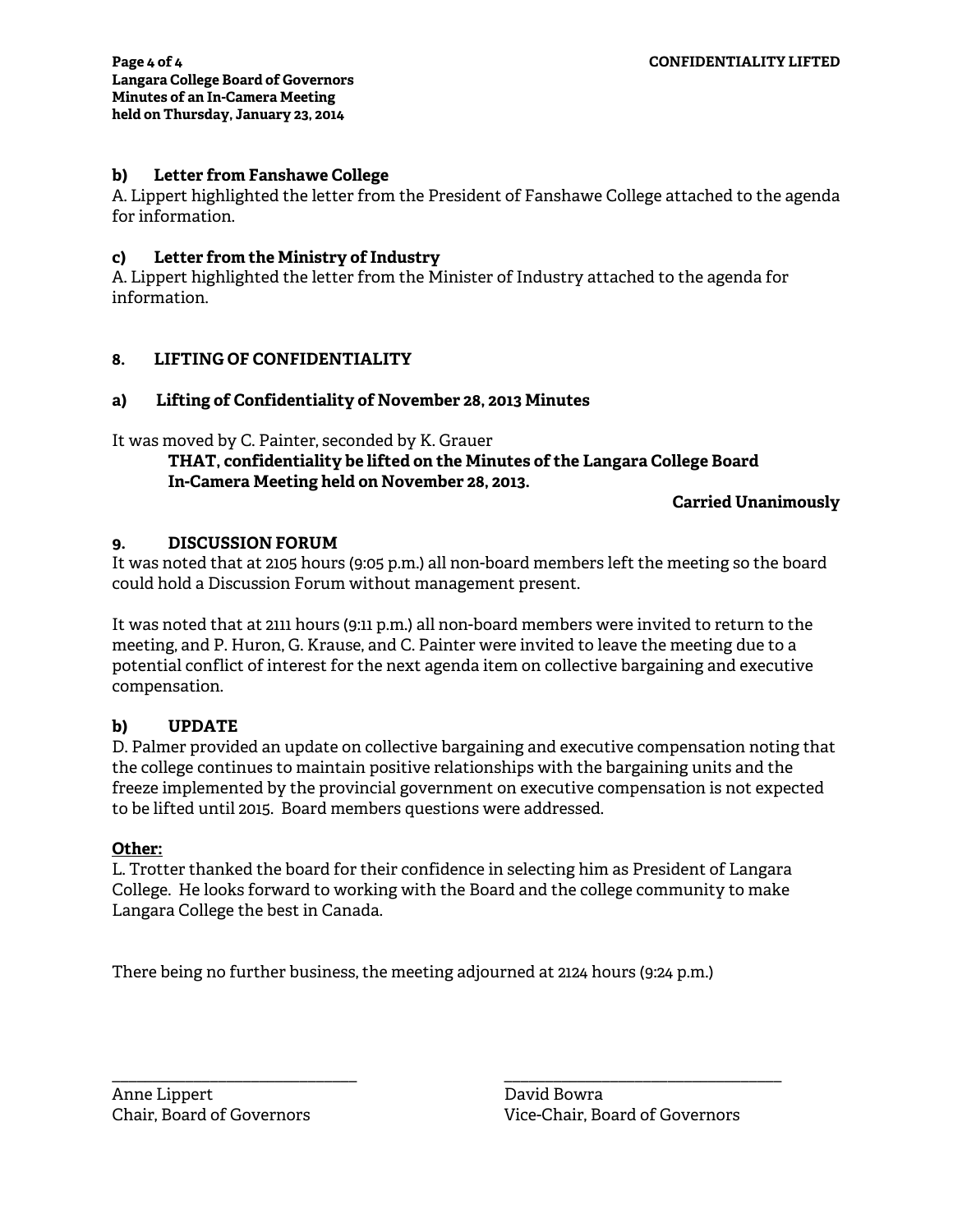**b) Letter from Fanshawe College**

A. Lippert highlighted the letter from the President of Fanshawe College attached to the agenda for information.

**c) Letter from the Ministry of Industry**

A. Lippert highlighted the letter from the Minister of Industry attached to the agenda for information.

## 8. LIFTING OF CONFIDENTIALITY

**a) Lifting of Confidentiality of November 28, 2013 Minutes**

It was moved by C. Painter, seconded by K. Grauer

> **THAT, confidentiality be lifted on the Minutes of the Langara College Board In-Camera Meeting held on November 28, 2013.**

**Carried Unanimously**

## 9. DISCUSSION FORUM

It was noted that at 2105 hours (9:05 p.m.) all non-board members left the meeting so the board could hold a Discussion Forum without management present.

It was noted that at 2111 hours (9:11 p.m.) all non-board members were invited to return to the meeting, and P. Huron, G. Krause, and C. Painter were invited to leave the meeting due to a potential conflict of interest for the next agenda item on collective bargaining and executive compensation.

**b) UPDATE**

D. Palmer provided an update on collective bargaining and executive compensation noting that the college continues to maintain positive relationships with the bargaining units and the freeze implemented by the provincial government on executive compensation is not expected to be lifted until 2015. Board members questions were addressed.

**Other:**

L. Trotter thanked the board for their confidence in selecting him as President of Langara College. He looks forward to working with the Board and the college community to make Langara College the best in Canada.

There being no further business, the meeting adjourned at 2124 hours (9:24 p.m.)

\_\_\_\_\_\_\_\_\_\_\_\_\_\_\_\_\_\_\_\_\_\_\_\_\_\_\_\_\_\_
Anne Lippert
Chair, Board of Governors

\_\_\_\_\_\_\_\_\_\_\_\_\_\_\_\_\_\_\_\_\_\_\_\_\_\_\_\_\_\_
David Bowra
Vice-Chair, Board of Governors